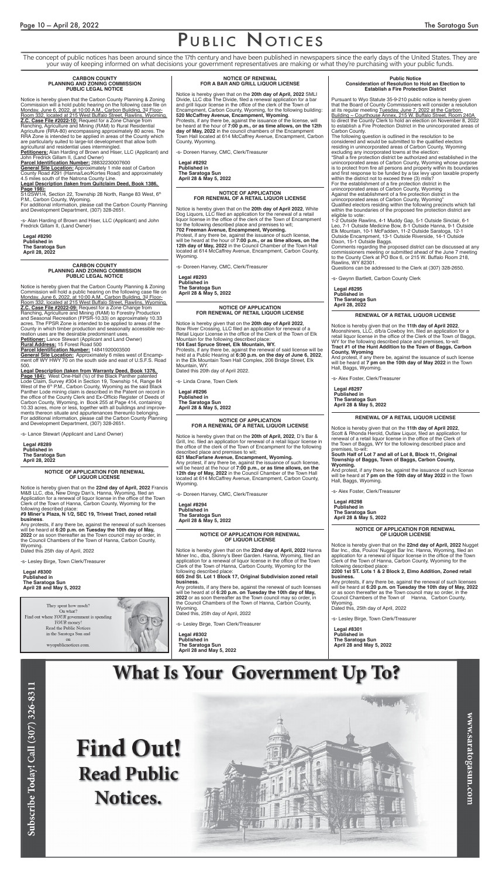# PUBLIC NOTICES

The concept of public notices has been around since the 17th century and have been published in newspapers since the early days of the United States. They are your way of keeping informed on what decisions your government representatives are making or what they're purchasing with your public funds.

## CARBON COUNTY PLANNING AND ZONING COMMISSION PUBLIC LEGAL NOTICE

Notice is hereby given that the Carbon County Planning & Zoning Commission will a hold public hearing on the following case file on Monday, June 6, 2022, at 10:00 A.M., Carbon Building, 3rd Floor-Room 332, located at 215 West Buffalo Street, Rawlins, Wyoming.
**Z.C. Case File #2022-10:** Request for a Zone Change from Ranching, Agriculture and Mining (RAM) to Rural Residential Agriculture (RRA-80) encompassing approximately 80 acres. The RRA Zone is intended to be applied in areas of the County which are particularly suited to large-lot development that allow both agricultural and residential uses intermingled.
**Petitioners:** Alan Harding of Brown and Hiser, LLC (Applicant) and John Fredrick Gillam II, (Land Owner)
**Parcel Identification Number:** 28832230007600
**General Site Location:** Approximately 1 mile east of Carbon County Road #291 (Hanna/Leo/Kortes Road) and approximately 4.5 miles south of the Natrona County Line.
**Legal Description (taken from Quitclaim Deed, Book 1386, Page 198):**
S1/2SW1/4, Section 22, Township 28 North, Range 83 West, 6th P.M., Carbon County, Wyoming.
For additional information, please call the Carbon County Planning and Development Department, (307) 328-2651.

-s- Alan Harding of Brown and Hiser, LLC (Applicant) and John Fredrick Gillam II, (Land Owner)

**Legal #8290**
**Published in**
**The Saratoga Sun**
**April 28, 2022**

## CARBON COUNTY PLANNING AND ZONING COMMISSION PUBLIC LEGAL NOTICE

Notice is hereby given that the Carbon County Planning & Zoning Commission will hold a public hearing on the following case file on Monday, June 6, 2022, at 10:00 A.M., Carbon Building, 3rd Floor-Room 332, located at 215 West Buffalo Street, Rawlins, Wyoming.
**Z.C. Case File #2022-09:** Request for a Zone Change from Ranching, Agriculture and Mining (RAM) to Forestry Production and Seasonal Recreation (FPSR-10.33) on approximately 10.33 acres. The FPSR Zone is intended to be applied to areas of the County in which timber production and seasonally accessible recreation uses are the desirable predominant uses.
**Petitioner:** Lance Stewart (Applicant and Land Owner)
**Rural Address:** 15 Forest Road 500
**Parcel Identification Number:** 14841920003500
**General Site Location:** Approximately 6 miles west of Encampment off WY HWY 70 on the south side and east of U.S.F.S. Road 500.
**Legal Description (taken from Warranty Deed, Book 1376, Page 184):** West One-Half (½) of the Black Panther patented Lode Claim, Survey #304 in Section 19, Township 14, Range 84 West of the 6th P.M., Carbon County, Wyoming as the said Black Panther Lode mining claim is described in the Patent on record in the office of the County Clerk and Ex-Officio Register of Deeds of Carbon County, Wyoming, in Book 255 at Page 414, containing 10.33 acres, more or less, together with all buildings and improvements thereon situate and appurtenances thereunto belonging.
For additional information, please call the Carbon County Planning and Development Department, (307) 328-2651.

-s- Lance Stewart (Applicant and Land Owner)

**Legal #8289**
**Published in**
**The Saratoga Sun**
**April 28, 2022**

## NOTICE OF APPLICATION FOR RENEWAL OF LIQUOR LICENSE

Notice is hereby given that on the **22nd day of April, 2022** Francis M&B LLC, dba, New Dingy Dan's, Hanna, Wyoming, filed an Application for a renewal of liquor license in the office of the Town Clerk of the Town of Hanna, Carbon County, Wyoming for the following described place:
**#9 Miner's Plaza, N 1/2, SEC 19, Trivest Tract, zoned retail business.**
Any protests, if any there be, against the renewal of such licenses will be heard at **6:20 p.m. on Tuesday the 10th day of May, 2022** or as soon thereafter as the Town council may so order, in the Council Chambers of the Town of Hanna, Carbon County, Wyoming.
Dated this 25th day of April, 2022

-s- Lesley Birge, Town Clerk/Treasurer

**Legal #8300**
**Published in**
**The Saratoga Sun**
**April 28 and May 5, 2022**

They spent how much?
On what?
Find out where *YOUR* government is spending *YOUR* money!
Read the Public Notices in the Saratoga Sun and on wyopublicnotices.com.

## NOTICE OF RENEWAL FOR A BAR AND GRILL LIQUOR LICENSE

Notice is hereby given that on the **20th day of April, 2022** SMLI Divide, LLC dba The Divide, filed a renewal application for a bar and grill liquor license in the office of the clerk of the Town of Encampment, Carbon County, Wyoming, for the following building:
**520 McCaffrey Avenue, Encampment, Wyoming**.
Protests, if any there be, against the issuance of the license, will be heard at the hour of **7:00 p.m., or as time allows, on the 12th day of May, 2022** in the council chambers of the Encampment Town Hall located at 614 McCaffrey Avenue, Encampment, Carbon County, Wyoming.

-s- Doreen Harvey, CMC, Clerk/Treasurer

**Legal #8292**
**Published in**
**The Saratoga Sun**
**April 28 & May 5, 2022**

## NOTICE OF APPLICATION FOR RENEWAL OF A RETAIL LIQUOR LICENSE

Notice is hereby given that on the **20th day of April 2022**, White Dog Liquors, LLC filed an application for the renewal of a retail liquor license in the office of the clerk of the Town of Encampment for the following described place and premises to wit;
**702 Freeman Avenue, Encampment, Wyoming.**
Protest, if any there be, against the issuance of such license, will be heard at the hour of **7:00 p.m., or as time allows, on the 12th day of May, 2022** in the Council Chamber of the Town Hall located at 614 McCaffrey Avenue, Encampment, Carbon County, Wyoming.

-s- Doreen Harvey, CMC, Clerk/Treasurer

**Legal #8293**
**Published in**
**The Saratoga Sun**
**April 28 & May 5, 2022**

## NOTICE OF APPLICATION FOR RENEWAL OF RETAIL LIQUOR LICENSE

Notice is hereby given that on the **20th day of April 2022**, Bow River Crossing, LLC filed an application for renewal of a Retail Liquor License in the office of the Clerk of the Town of Elk Mountain for the following described place:
**104 East Spruce Street, Elk Mountain, WY.**
Protests, if any there be, against the renewal of said license will be held at a Public Hearing at **6:30 p.m. on the day of June 6, 2022**, in the Elk Mountain Town Hall Complex, 206 Bridge Street, Elk Mountain, WY.
Dated this 20th day of April 2022.

-s- Linda Crane, Town Clerk

**Legal #8296**
**Published in**
**The Saratoga Sun**
**April 28 & May 5, 2022**

## NOTICE OF APPLICATION FOR A RENEWAL OF A RETAIL LIQUOR LICENSE

Notice is hereby given that on the **20th of April, 2022**, D's Bar & Grill, Inc. filed an application for renewal of a retail liquor license in the office of the clerk of the Town of Encampment for the following described place and premises to wit;
**621 MacFarlane Avenue, Encampment, Wyoming.**
Any protest, if any there be, against the issuance of such license, will be heard at the hour of **7:00 p.m., or as time allows, on the 12th day of May, 2022** in the Council Chamber of the Town Hall located at 614 McCaffrey Avenue, Encampment, Carbon County, Wyoming.

-s- Doreen Harvey, CMC, Clerk/Treasurer

**Legal #8294**
**Published in**
**The Saratoga Sun**
**April 28 & May 5, 2022**

## NOTICE OF APPLICATION FOR RENEWAL OF LIQUOR LICENSE

Notice is hereby given that on the **22nd day of April, 2022** Hanna Miner Inc., dba, Skinny's Beer Garden. Hanna, Wyoming, filed an application for a renewal of liquor license in the office of the Town Clerk of the Town of Hanna, Carbon County, Wyoming for the following described place:
**605 2nd St. Lot 1 Block 17, Original Subdivision zoned retail business.**
Any protests, if any there be, against the renewal of such licenses will be heard at **6:20 p.m. on Tuesday the 10th day of May, 2022** or as soon thereafter as the Town council may so order, in the Council Chambers of the Town of Hanna, Carbon County, Wyoming.
Dated this, 25th day of April, 2022

-s- Lesley Birge, Town Clerk/Treasurer

**Legal #8302**
**Published in**
**The Saratoga Sun**
**April 28 and May 5, 2022**

## Public Notice
### Consideration of Resolution to Hold an Election to Establish a Fire Protection District

Pursuant to Wyoming Statute 35-9-210 public notice is hereby given that the Board of County Commissioners will consider a resolution at its regular meeting Tuesday, June 7, 2022 at the Carbon Building – Courthouse Annex, 215 W. Buffalo Street, Room 240A to direct the County Clerk to hold an election on November 8, 2022 to establish a Fire Protection District in the unincorporated areas of Carbon County.
The following question is outlined in the resolution to be considered and would be submitted to the qualified electors residing in unincorporated areas of Carbon County, Wyoming excluding any incorporated towns at the election:
"Shall a fire protection district be authorized and established in the unincorporated areas of Carbon County, Wyoming whose purpose is to protect from fire all persons and property within its boundaries and first response to be funded by a tax levy upon taxable property within the district not to exceed three (3) mills?
For the establishment of a fire protection district in the unincorporated areas of Carbon County, Wyoming
Against the establishment of a fire protection district in the unincorporated areas of Carbon County, Wyoming"
Qualified electors residing within the following precincts which fall within the boundaries of the proposed fire protection district are eligible to vote:
1-2 Outside Rawlins, 4-1 Muddy Gap, 5-1 Outside Sinclair, 6-1 Leo, 7-1 Outside Medicine Bow, 8-1 Outside Hanna, 9-1 Outside Elk Mountain, 10-1 McFadden, 11-2 Outside Saratoga, 12-1 Outside Encampment, 13-1 Outside Riverside, 14-1 Outside Dixon, 15-1 Outside Baggs.
Comments regarding the proposed district can be discussed at any commissioners meeting or submitted ahead of the June 7 meeting to the County Clerk at PO Box 6, or 215 W. Buffalo Room 218, Rawlins, WY 82301.
Questions can be addressed to the Clerk at (307) 328-2650.

-s- Gwynn Bartlett, Carbon County Clerk

**Legal #8295**
**Published in**
**The Saratoga Sun**
**April 28, 2022**

## RENEWAL OF A RETAIL LIQUOR LICENSE

Notice is hereby given that on the **11th day of April 2022**, Moonshiners, LLC, d/b/a Cowboy Inn, filed an application for a retail liquor license in the office of the Clerk of the Town of Baggs, WY for the following described place and premises, to-wit:
**Tract #1 of the Hunt Addition to the Town of Baggs, Carbon County, Wyoming**
And protest, if any there be, against the issuance of such license will be heard at **7 pm on the 10th day of May 2022** in the Town Hall, Baggs, Wyoming.

-s- Alex Foster, Clerk/Treasurer

**Legal #8297**
**Published in**
**The Saratoga Sun**
**April 28 & May 5, 2022**

## RENEWAL OF A RETAIL LIQUOR LICENSE

Notice is hereby given that on the **11th day of April 2022**, Scott & Rhonda Herold, Outlaw Liquor, filed an application for renewal of a retail liquor license in the office of the Clerk of the Town of Baggs, WY for the following described place and premises, to-wit:
**South Half of Lot 7 and all of Lot 8, Block 11, Original Township of Baggs, Town of Baggs, Carbon County, Wyoming.**
And protest, if any there be, against the issuance of such license will be heard at **7 pm on the 10th day of May 2022** in the Town Hall, Baggs, Wyoming.

-s- Alex Foster, Clerk/Treasurer

**Legal #8298**
**Published in**
**The Saratoga Sun**
**April 28 & May 5, 2022**

## NOTICE OF APPLICATION FOR RENEWAL OF LIQUOR LICENSE

Notice is hereby given that on the **22nd day of April, 2022** Nugget Bar Inc., dba, Poulos' Nugget Bar Inc. Hanna, Wyoming, filed an application for a renewal of liquor license in the office of the Town Clerk of the Town of Hanna, Carbon County, Wyoming for the following described place:
**2200 1st ST. Lots 1 & 2 Block 2, Elmo Addition, Zoned retail business.**
Any protests, if any there be, against the renewal of such licenses will be heard at **6:20 p.m. on Tuesday the 10th day of May, 2022** or as soon thereafter as the Town council may so order, in the Council Chambers of the Town of Hanna, Carbon County, Wyoming.
Dated this, 25th day of April 2022

-s- Lesley Birge, Town Clerk/Treasurer

**Legal #8301**
**Published in**
**The Saratoga Sun**
**April 28 and May 5, 2022**

# What Is Your Government Up To?

# Find Out! Read Public Notices.

Subscribe Today! Call (307) 326-8311

www.saratogasun.com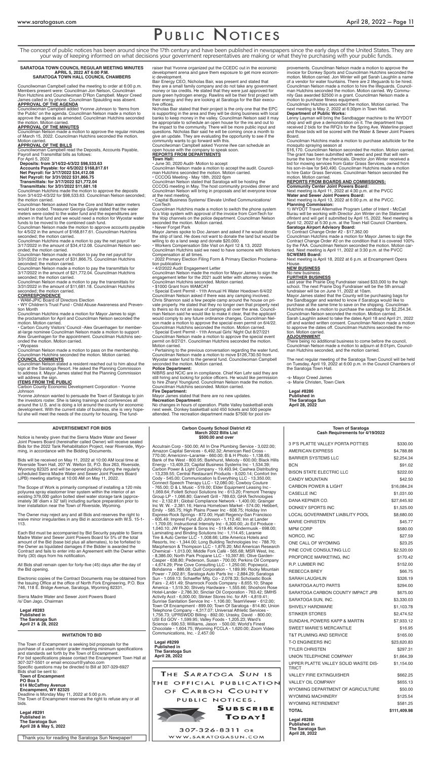# PUBLIC NOTICES

The concept of public notices has been around since the 17th century and have been published in newspapers since the early days of the United States. They are your way of keeping informed on what decisions your government representatives are making or what they're purchasing with your public funds.

## SARATOGA TOWN COUNCIL REGULAR MEETING MINUTES APRIL 5, 2022 AT 6:00 P.M. SARATOGA TOWN HALL COUNCIL CHAMBERS

Councilwoman Campbell called the meeting to order at 6:00 p.m. Members present were: Councilman Jon Nelson, Councilman Ron Hutchins and Councilwoman D'Ron Campbell. Mayor Creed James called in by phone. Councilman Spaulding was absent.

**APPROVAL OF THE AGENDA**

Councilwoman Campbell added Yvonne Johnson to 'Items from the Public' on the agenda. Councilman Nelson made a motion to approve the agenda as amended. Councilman Hutchins seconded the motion. Motion carried.

**APPROVAL OF THE MINUTES**

Councilman Nelson made a motion to approve the regular minutes of March 15, 2022. Councilman Hutchins seconded the motion. Motion carried.

**APPROVAL OF THE BILLS**

Councilwoman Campbell read the Deposits, Accounts Payable, Payroll and Transmittal bills as follows:

For April 5, 2022

**Deposits: from 3/14/22-4/3/22 $98,533.63**
**Accounts Payable: for 4/5/2022 $168,817.61**
**Net Payroll: for 3/17/2022 $34,412.08**
**Net Payroll: for 3/31/2022 $31,866.75**
**Transmittals: for 3/17/2022 $21,772.04**
**Transmittals: for 3/31/2022 $11,681.18**

Councilman Hutchins made the motion to approve the deposits from 3/14/22-4/3/22 for $98,533.63. Councilman Nelson seconded; the motion carried.

Councilman Nelson asked how the Core and Main water meters would be coded. Treasurer Georgia Gayle stated that the water meters were coded to the water fund and the expenditures are shown in that fund and we would need a motion for Wyostar water funds to be moved to the combined cash fund.

Councilman Nelson made the motion to approve accounts payable for 4/5/22 in the amount of $168,817.61. Councilman Hutchins seconded; the motion carried.

Councilman Hutchins made a motion to pay the net payroll for 3/17/2022 in the amount of $34,412.08. Councilman Nelson seconded; the motion carried.

Councilman Nelson made a motion to pay the net payroll for 3/31/2022 in the amount of $31,866.75. Councilman Hutchins seconded; the motion carried.

Councilman Nelson made a motion to pay the transmittals for 3/17/2022 in the amount of $21,772.04. Councilman Hutchins seconded; the motion carried.

Councilman Nelson made a motion to pay the transmittals for 3/31/2022 in the amount of $11,681.18. Councilman Hutchins seconded; the motion carried.

**CORRESPONDENCE**

- WAM-JPIC Board of Directors Election
- WY Children's Trust Fund - Child Abuse Awareness and Prevention Month

Councilman Hutchins made a motion for Mayor James to sign the proclamation for April and Councilman Nelson seconded the motion. Motion carried.

- Carbon County Visitors' Council -Alex Gruenhagen for member-at-large nominee Councilman Nelson made a motion to support Alex Gruenhagen for the appointment. Councilman Hutchins seconded the motion. Motion carried.
- Wyopass

Councilman Nelson made a motion to pass on the membership. Councilman Hutchins seconded the motion. Motion carried.

**COUNCIL COMMENTS**

Councilman Nelson stated a resident reached out to him about the sign at the Saratoga Resort. He asked the Planning Commission to address it. Mayor James stated that the Planning Commission will address the sign.

**ITEMS FROM THE PUBLIC**

Carbon County Economic Development Corporation - Yvonne Johnson

Yvonne Johnson wanted to persuade the Town of Saratoga to join the investors roster. She is taking trainings and conferences all around the U.S. and is doing a lot around the county for economic development. With the current state of business, she is very hopeful she will meet the needs of the county for housing. The fundraiser that Yvonne organized put the CCEDC out in the economic development arena and gave them exposure to get more economic development.

Bair Energy CEO, Nicholas Bair, was present and stated that they are a small family company and do not take any government money or tax credits. He stated that they were just approved for pure green hydrogen energy. Rawlins will be their first project with their energy and they are looking at Saratoga for the Bair executive offices.

Nicholas Bair stated that their project is the only one that the EPC is supporting in the area and they will be doing business with local banks to keep money in the valley. Councilman Nelson said it may be appropriate to schedule an open house for the ins and out to the impact to the community. There will be more public input and questions. Nicholas Bair said he will be coming once a month to give an update. They are evaluating the opportunity to see if the community wants to go forward with this.

Councilwoman Campbell asked Yvonne ifwe can schedule an open house with the company to speak soon.

**REPORTS FROM DEPARTMENTS**

**Town Hall:**

- June 30, 2020 Audit- Motion to accept

Councilman Nelson made a motion to accept the audit. Councilman Hutchins seconded the motion. Motion carried.

- CCCOG Meeting - May 18th, 2022 6pm

Councilman Nelson stated that Saratoga will be hosting the CCCOG meeting in May. The host community provides dinner and Councilman Nelson will bring in proposals and let everyone know at the next meeting.

- Capital Business Systems/ Elevate Unified Communications/ ComTech

Councilman Hutchins made a motion to switch the phone system to a Voip system with approval of the invoice from ComTech for the Voip channels on the police department. Councilman Nelson seconded the motion. Motion carried.

- Never Forget Park

Mayor James spoke to Doc Jansen and asked if he would donate the strip of land. He does not want to donate the land but would be willing to do a land swap and donate $20,000.

- Workers Compensation Site Visit on April 12 & 13, 2022

Councilman Hutchins said we need to have someone with Workers Compensation at all times.

- 2022 Primary Election Filing Form & Primary Election Proclamation publication
- 4/2/2022 Audit Engagement Letter

Councilman Nelson made the motion for Mayor James to sign the engagement letter for the 2021 audit letter with attorney review. Councilman Hutchins seconded. Motion carried.

- $1000 Grant from WAMCAT
- Special Event Permit - 11th Annual Hi Water Hoedown 6/4/22

Councilman Nelson asked if there was any camping involved. Chris Shannon said a few people camp around the house on private property. He stated that they no longer own that property next to theirs so its not an issue of camping all over the area. Councilman Nelson said he would like to make it clear, that the applicant would comply to any future ordinance changes. Councilman Nelson made a motion to approve the special even permit on 6/4/22. Councilman Hutchins seconded the motion. Motion carried.

- Special Event Permit - 11th Annual Girls' Night Out 8/27/221

Councilman Nelson made a motion to approve the special event permit on 8/27/21. Councilman Hutchins seconded the motion. Motion carried.

- Pertaining to the previous conversation regarding the water fund, Councilman Nelson made a motion to move $126,730.50 from Wyostar water fund to the general fund. Councilwoman Campbell seconded the motion. Motion carried.

**Police Department:**

NIBRS and NCIC are in compliance. Chief Ken Lehr said they are still hiring and looking for police officers. He would like permission to hire Zharyl Youngblood. Councilman Nelson made the motion. Councilman Hutchins seconded. Motion carried.

**Fire Department:**

Mayor James stated that there are no new updates.

**Recreation Department:**

No changes in hours of operation. Platte Valley basketball ends next week. Donkey basketball sold 450 tickets and 500 people attended. The recreation department made $7500 for pool improvements. Councilman Nelson made a motion to approve the invoice for Donkey Sports and Councilman Hutchins seconded the motion. Motion carried. Jon Winter will get Sarah Laughlin a name of a vendor for water fountains. There are 2 lifeguards to be hired. Councilman Nelson made a motion to hire the lifeguards. Councilman Hutchins seconded the motion. Motion carried. Wy Community Gas awarded $2500 in a grant. Councilman Nelson made a motion to purchase fitness equipment.

Councilman Hutchins seconded the motion. Motion carried. The next meeting is May 2, 2022 at 6:30pm in Town Hall.

**Department of Public Works:**

Lenny Layman will bring the Sandbagger machine to the WYDOT shop and will give a demonstration on it. The department has received 2 bids for the RFQ's for the Spring Ave. Waterline project and those bids will be scored with the Water & Sewer Joint Powers Board.

Councilman Hutchins made a motion to purchase adulticide for the mosquito spraying season at

$16,170. Councilman Nelson seconded the motion. Motion carried. The grant has been submitted with weed and pest that will reimburse the town for the chemicals. Director Jon Winter received a bid for mowing services from Gator Grass Services, owned from his son-in-law for $40,490. Councilman Hutchins made a motion to hire Gator Grass Services. Councilman Nelson seconded the motion. Motion carried.

**REPORTS FROM BOARDS AND COMMISSIONS:**

**Community Center Joint Powers Board:**

Next meeting is April 11, 2022 at 4:30 p.m. at the PVCC

**Water and Sewer Joint Powers Board:**

Next meeting is April 13, 2022 at 6:00 p.m. at the PVCC.

**Planning Commission:**

1) WYDOT Travel Alternative Program Letter of Intent - McCall Burau will be working with Director Jon Winter on the Statement ofIntent and will get it submitted by April 15, 2022. Next meeting is April 12, 2022 at 5:30 p.m. at the Town Hall Council Chambers.

**Saratoga Airport Advisory Board:**

1) Contract Change Order #2 - $17,362.00

Councilman Hutchins made a motion for Mayor James to sign the Contract Change Order #2 on the condition that it is covered 100% by the FAA. Councilman Nelson seconded the motion. Motion carried. Next meeting is April 11, 2022 at 3:30 p.m. at the PVCC

**SCWEMS Board:**

Next meeting is April 18, 2022 at 6 p.m. at Encampment Opera House.

**NEW BUSINESS**

No new business.

**FURTHER BUSINESS**

Last year the Prairie Dog Fundraiser raised $33,000 to the high school. The next Prairie Dog Fundraiser will be the 5th annual fundraiser will be on June 11, 2022 at 10am.

Mayor James stated that the County will be purchasing bags for the Sandbagger and wanted to know if Saratoga would like to purchase at the same time to save on the shipping. Councilman Hutchins made a motion to purchase the sandbags for $2,254.34. Councilman Nelson seconded the motion. Motion carried.

Sarah Laughlin asked to take the dates April 18 and April 21, 2022 off and wanted written consent. Councilman Nelson made a motion to approve the dates off. Councilman Hutchins seconded the motion. Motion carried.

**ADJOURNMENT**

There being no additional business to come before the council, Councilman Nelson made a motion to adjourn at 8:01pm, Councilman Hutchins seconded, and the motion carried.

The next regular meeting of the Saratoga Town Council will be held on Tuesday, April 19, 2022 at 6:00 p.m. in the Council Chambers of the Saratoga Town Hall.

-s- Mayor Creed James
-s- Marie Christen, Town Clerk

**Legal #8286**
**Published in**
**The Saratoga Sun**
**April 28, 2022**

## ADVERTISEMENT FOR BIDS

Notice is hereby given that the Sierra Madre Water and Sewer Joint Powers Board (hereinafter called Owner) will receive sealed Bids for the 2022 Tank Rehabilitation Project, near Riverside, Wyoming, in accordance with the Bidding Documents.

Bids will be received on May 11, 2022 at 10:00 AM local time at Riverside Town Hall, 207 W. Welton St, P.O. Box 263, Riverside, Wyoming 82325 and will be opened publicly during the regularly scheduled Sierra Madre Water and Sewer Joint Powers Board (JPB) meeting starting at 10:00 AM on May 11, 2022.

The Scope of Work is primarily comprised of installing a 120 mils polyurea spray elastomer liner system within the interior of an existing 379,000 gallon bolted steel water storage tank (approximately 36' diam x 32' tall) including surface preparation prior to liner installation near the Town of Riverside, Wyoming.

The Owner may reject any and all Bids and reserves the right to waive minor irregularities in any Bid in accordance with W.S. 15-1-113.

Each Bid must be accompanied by Bid Security payable to Sierra Madre Water and Sewer Joint Powers Board for 5% of the total amount of the Bid (base bid plus all alternates), to be forfeited to the Owner as liquidated damages if the Bidder is awarded the Contract and fails to enter into an Agreement with the Owner within thirty (30) days from his notification.

All Bids shall remain open for forty-five (45) days after the day of the Bid opening.

Electronic copies of the Contract Documents may be obtained from the Issuing Office at the office of North Fork Engineering, P.O. Box 746, 118 E. Bridge Avenue, Saratoga, Wyoming 82331.

Sierra Madre Water and Sewer Joint Powers Board
/s/ Dan Jago, Chairman

**Legal #8283**
**Published in**
**The Saratoga Sun**
**April 21 & 28, 2022**

## INVITATION TO BID

The Town of Encampment is seeking bid proposals for the purchase of a used motor grader meeting minimum specifications and standards set forth by the Town of Encampment.

For bid specifications please contact the Encampment Town Hall at 307-327-5501 or email encourt@yahoo.com

Specific questions may be directed to Bill at 307-329-6927

Bids shall be sent to:

**Town of Encampment**
**PO Box 5**
**614 McCaffrey Avenue**
**Encampment, WY 82325**

Deadline is Monday May 11, 2022 at 5:00 p.m.

The Town of Encampment reserves the right to refuse any or all bids.

**Legal #8291**
**Published in**
**The Saratoga Sun**
**April 28 & May 5, 2022**

Thank you for reading the Saratoga Sun Newspaper!

## Carbon County School District #2 March 2022 Bills List $500.00 and over

Accutrain Corp - 500.00; All In One Plumbing Service - 3,022.00; Amazon Capital Services - 6,492.32; American Red Cross - 770.00; Americinn--Laramie - 660.00; B & H Photo - 1,138.65; Bank of the West - 800.95; Barkhurst, Melody - 600.00; Black Hills Energy - 13,409.23; Capital Business Systems Inc - 1,534.39; Carbon Power & Light Company - 19,493.94; Cashwa Distributing - 13,239.55; Central Restaurant Products - 9,020.14; Comfort Inn Cody - 545.00; Communication Is Everything LLC - 13,350.00; Connect Speech Therapy LLC - 12,080.00; Cowboy Couture - 765.00; D & L Music - 519.00; Elder Equipment Leasing Inc - 1,069.64; Follett School Solutions Inc - 613.20; Fremont Therapy Group LP - 1,066.80; Gannett Grill - 789.63; GHA Technologies Inc - 2,132.81; Global Compliance Network - 1,400.00; Grainger Inc W. W. - 2,381.16; Hanna Hometown Market - 574.00; Hebbert, Emily - 585.75; High Plains Power Inc - 608.75; Holiday Inn Express-Rock Springs - 872.00; Hyatt Regency-San Francisco - 605.49; Imprest Fund JD Johnson - 1,112.40; Inn at Lander - 1,709.05; Instructional Intensity Inc - 6,300.00; Jo Ed Produce - 1,040.10; JW Pepper & Sons Inc - 519.46; Kindermusik - 698.00; Laminating and Binding Solutions Inc - 1,114.45; Laramie Tire & Auto Center LLC - 1,008.66; Little America Hotels and Resorts, Inc - 1,344.00; Long Building Technologies Inc - 788.70; Macpherson & Thompson LLC - 1,876.20; Mid American Research Chemical - 1,013.00; Middle Fork Café - 565.68; MSR West, Inc. - 8,386.00; North Park Propane LLC - 10,397.85; Olive Garden-Casper - 638.80; Pederson, Susan - 700.00; Perkins Oil Company - 4,674.29; Pine Cove Consulting LLC - 1,250.00; Popowycz, Bohdanna - 886.08; Quill Corporation - 1,189.99; Rocky Mountain Power - 7,002.81; Saratoga Auto Parts Inc - 2,884.29; Saratoga Sun - 1,059.13; Schaeffer Mfg. Co - 2,078.33; Scholastic Book Fairs - 2,451.49; Shamrock Foods Company - 8,655.10; Shape America - 1,519.30; Shively Hardware - 1,555.66; Shoshoni Rose Hotel-Lander - 2,786.30; Sinclair Oil Corporation - 763.42; SMHS Activity Acct - 6,000.00; Stinker Stores Inc. for AR - 4,819.41; Sunrise Sanitation Service Inc - 1,106.00; TeamViewer - 612.00; Town Of Encampment - 899.00; Town Of Saratoga - 814.80; Union Telephone Company - 4,317.07; Universal Athletic Services - 1,756.73; UPRSWDD Billing - 892.00; Urasky, David - 800.00; USI Ed GOV - 1,599.95; Valley Foods - 1,205.23; Ward's Science - 690.53; Williams, Jason - 500.00; World's Finest Chocolate - 1,604.75; Wyoming FCCLA - 1,620.00; Zoom Video Communications, Inc. - 2,457.00

**Legal #8299**
**Published in**
**The Saratoga Sun**
**April 28, 2022**

THE SARATOGA SUN IS THE OFFICIAL PUBLICATION OF CARBON COUNTY PUBLIC NOTICES.

SUBSCRIBE TODAY!

307-326-8311 OR WWW.SARATOGASUN.COM

## Town of Saratoga Cash Requirements for 4/19/2022

| Vendor | Amount |
|---|---|
| 3 P'S PLATTE VALLEY PORTA POTTIES | $330.00 |
| AMERICAN EXPRESS | $4,788.88 |
| BARRIER SYSTEMS LLC | $2,254.34 |
| BCN | $91.02 |
| BISON STATE ELECTRIC LLC | $222.00 |
| CANDY MOUNTAIN | $42.50 |
| CARBON POWER & LIGHT | $16,084.24 |
| CASELLE INC | $1,031.00 |
| DANA KEPNER CO. | $27,645.92 |
| DONKEY SPORTS INC | $1,525.00 |
| LOCAL GOVERNMENT LIABILITY POOL | $8,680.00 |
| MARIE CHRISTEN | $45.77 |
| MPM CORP | $580.00 |
| NORCO, INC | $27.59 |
| ONE CALL OF WYOMING | $23.25 |
| PINE COVE CONSULTING LLC | $2,520.00 |
| PROFORCE MARKETING, INC | $170.42 |
| R.P. LUMBER INC | $152.00 |
| REBECCA BREY | $66.75 |
| SARAH LAUGHLIN | $326.19 |
| SARATOGA AUTO PARTS | $294.00 |
| SARATOGA CARBON COUNTY IMPACT JPB | $675.00 |
| SARATOGA SUN, INC. | $3,330.03 |
| SHIVELY HARDWARE | $1,103.78 |
| STINKER STORES | $2,474.52 |
| SUNDAHL POWERS KAPP & MARTIN | $7,933.12 |
| SWEET MARIE'S MERCANTILE | $16.95 |
| T&T PLUMBING AND SERVICE | $165.00 |
| T-O ENGINEERS INC | $23,620.83 |
| TYLER CHRISTEN | $297.31 |
| UNION TELEPHONE COMPANY | $1,664.39 |
| UPPER PLATTE VALLEY SOLID WASTE DISTRICT | $1,154.00 |
| VALLEY FIRE EXTINGUISHER | $662.25 |
| VALLEY OIL COMPANY | $655.13 |
| WYOMING DEPARTMENT OF AGRICULTURE | $50.00 |
| WYOMING MACHINERY | $125.54 |
| WYOMING RETIREMENT | $581.25 |
| **TOTAL** | **$111,409.98** |

**Legal #8288**
**Published in**
**The Saratoga Sun**
**April 28, 2022**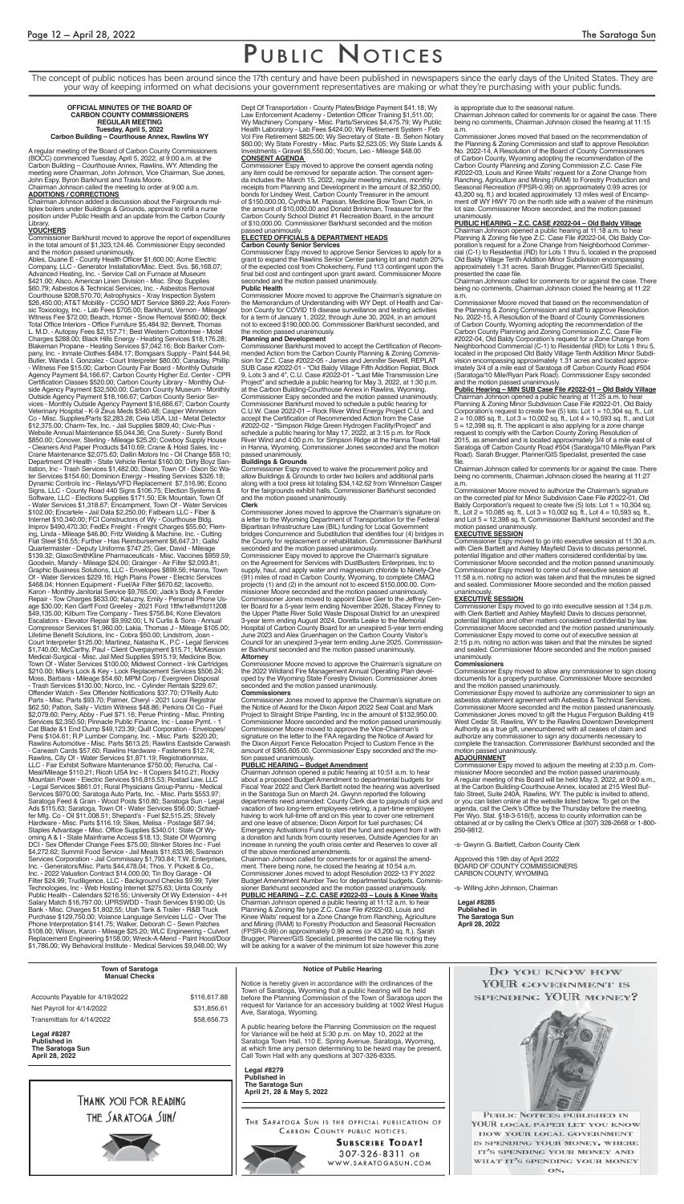# Public Notices

The concept of public notices has been around since the 17th century and have been published in newspapers since the early days of the United States. They are your way of keeping informed on what decisions your government representatives are making or what they're purchasing with your public funds.

**OFFICIAL MINUTES OF THE BOARD OF CARBON COUNTY COMMISSIONERS**
**REGULAR MEETING**
**Tuesday, April 5, 2022**
**Carbon Building – Courthouse Annex, Rawlins WY**

A regular meeting of the Board of Carbon County Commissioners (BOCC) commenced Tuesday, April 5, 2022, at 9:00 a.m. at the Carbon Building – Courthouse Annex, Rawlins, WY. Attending the meeting were Chairman, John Johnson, Vice Chairman, Sue Jones, John Espy, Byron Barkhurst and Travis Moore.

Chairman Johnson called the meeting to order at 9:00 a.m.

**ADDITIONS / CORRECTIONS**

Chairman Johnson added a discussion about the Fairgrounds multiplex boilers under Buildings & Grounds, approval to refill a nurse position under Public Health and an update from the Carbon County Library.

**VOUCHERS**

Commissioner Barkhurst moved to approve the report of expenditures in the total amount of $1,323,124.46. Commissioner Espy seconded and the motion passed unanimously.

Ables, Duane E - County Health Officer $1,600.00; Acme Electric Company, LLC - Generator Installation/Misc. Elect. Svs. $6,168.07; Advanced Heating, Inc. - Service Call on Furnace at Museum $421.00; Alsco, American Linen Division - Misc. Shop Supplies $60.79; Asbestos & Technical Services, Inc. - Asbestos Removal Courthouse $208,570.70; Astrophysics - Xray Inspection System $26,450.00; AT&T Mobility - CCSO MDT Service $869.22; Axis Forensic Toxicology, Inc. - Lab Fees $705.00; Barkhurst, Vernon - Mileage/Witness Fee $72.00; Beach, Homer - Snow Removal $560.00; Beck Total Office Interiors - Office Furniture $5,484.92; Bennett, Thomas L. M.D. - Autopsy Fees $2,157.71; Best Western Cottontree - Motel Charges $288.00; Black Hills Energy - Heating Services $18,176.28; Blakeman Propane - Heating Services $7,042.16; Bob Barker Company, Inc. - Inmate Clothes $484.17; Bomgaars Supply - Paint $44.94; Butler, Wanda I. Gonzalez - Court Interpreter $80.00; Canaday, Phillip - Witness Fee $15.00; Carbon County Fair Board - Monthly Outside Agency Payment $4,166.67; Carbon County Higher Ed. Center - CPR Certification Classes $520.00; Carbon County Library - Monthly Outside Agency Payment $32,500.00; Carbon County Museum - Monthly Outside Agency Payment $18,166.67; Carbon County Senior Services - Monthly Outside Agency Payment $16,666.67; Carbon County Veterinary Hospital - K-9 Zeus Meds $540.48; Casper Winnelson Co - Misc. Supplies/Parts $2,283.28; Ceia USA, Ltd - Metal Detector $12,375.00; Charm-Tex, Inc. - Jail Supplies $609.40; Civic-Plus - Website Annual Maintenance $5,044.36; Cna Surety - Surety Bond $850.00; Conover, Sterling - Mileage $25.20; Cowboy Supply House - Cleaners And Paper Products $410.69; Crane & Hoist Sales, Inc - Crane Maintenance $2,075.63; Dallin Motors Inc - Oil Change $59.10; Department Of Health - State Vehicle Rental $160.00; Dirty Boyz Sanitation, Inc - Trash Services $1,482.00; Dixon, Town Of - Dixon Sc Water Services $154.60; Dominion Energy - Heating Services $326.18; Dynamic Controls Inc - Relays/VFD Replacement $7,516.96; Econo Signs, LLC - County Road 440 Signs $106.75; Elections Systems & Software, LLC - Elections Supplies $171.50; Elk Mountain, Town Of - Water Services $1,318.67; Encampment, Town Of - Water Services $102.00; Encartele - Jail Data $2,250.00; Fatbeam LLC - Fiber & Internet $10,340.00; FCI Constructors of Wy - Courthouse Bldg. Improv $490,470.30; FedEx Freight - Freight Charges $55.60; Fleming, Linda - Mileage $46.80; Fritz Welding & Machine, Inc. - Cutting Flat Steel $16.55; Further - Has Reimbursement $6,647.31; Gails/Quartermaster - Deputy Uniforms $747.25; Gier, David - Mileage $139.32; GlaxoSmithKline Pharmaceuticals - Misc. Vaccines $959.59; Goodwin, Mandy - Mileage $24.00; Grainger - Air Filter $2,093.81; Graphic Business Solutions, LLC - Envelopes $899.56; Hanna, Town Of - Water Services $229.16; High Plains Power - Electric Services $468.04; Honnen Equipment - Fuel/Air Filter $670.62; Iacovetto, Karon - Monthly Janitorial Service $9,765.00; Jack's Body & Fender Repair - Tow Charges $633.00; Kaluzny, Emily - Personal Phone Usage $30.00; Ken Garff Ford Greeley - 2021 Ford 1ftfw1e8xmfd11208 $49,135.00; Kilburn Tire Company - Tires $756.84; Kone Elevators Escalators - Elevator Repair $9,992.00; L N Curtis & Sons - Annual Compressor Services $1,960.00; Lakia, Thomas J - Mileage $105.00; Lifetime Benefit Solutions, Inc - Cobra $50.00; Lindstrom, Joan - Court Interpreter $125.00; Martinez, Natasha K., P.C - Legal Services $1,740.00; McCarthy, Paul - Client Overpayment $15.71; McKesson Medical-Surgical - Misc. Jail Med Supplies $915.19; Medicine Bow, Town Of - Water Services $100.00; Midwest Connect - Ink Cartridges $210.00; Mike's Lock & Key - Lock Replacement Services $506.24; Moss, Barbara - Mileage $54.60; MPM Corp / Evergreen Disposal - Trash Services $130.00; Norco, Inc. - Cylinder Rentals $229.67; Offender Watch - Sex Offender Notifications $37.70; O'Reilly Auto Parts - Misc. Parts $93.70; Palmer, Cheryl - 2021 Local Registrar $62.50; Patton, Sally - Victim Witness $48.86; Perkins Oil Co - Fuel $2,079.60; Perry, Abby - Fuel $71.16; Perue Printing - Misc. Printing Services $2,350.50; Pinnacle Public Finance, Inc - Lease Pymt. - 1 Cat Blade & 1 End Dump $49,123.39; Quill Corporation - Envelopes/Pens $104.61; R.P Lumber Company, Inc. - Misc. Parts $220.20; Rawlins Automotive - Misc. Parts $613.25; Rawlins Eastside Carwash - Carwash Cards $57.60; Rawlins Hardware - Fasteners $12.74; Rawlins, City Of - Water Services $1,871.19; Registrationmax, LLC - Fair Exhibit Software Maintenance $750.00; Rerucha, Cal - Meal/Mileage $110.21; Ricoh USA Inc - It Copiers $410.21; Rocky Mountain Power - Electric Services $16,815.53; Rostad Law, LLC - Legal Services $861.01; Rural Physicians Group-Pannu - Medical Services $970.00; Saratoga Auto Parts, Inc. - Misc. Parts $553.97; Saratoga Feed & Grain - Wood Posts $10.80; Saratoga Sun - Legal Ads $115.63; Saratoga, Town Of - Water Services $56.00; Schaeffer Mfg. Co - Oil $11,008.51; Shepard's - Fuel $2,515.25; Shively Hardware - Misc. Parts $116.19; Sikes, Melisa - Postage $87.94; Staples Advantage - Misc. Office Supplies $340.01; State Of Wyoming A & I - State Mainframe Access $18.13; State Of Wyoming DCI - Sex Offender Change Fees $75.00; Stinker Stores Inc - Fuel $4,272.62; Summit Food Service - Jail Meals $11,633.95; Swanson Services Corporation - Jail Commissary $1,793.84; T.W. Enterprises, Inc. - Generators/Misc. Parts $44,478.04; Thos. Y. Pickett & Co., Inc. - 2022 Valuation Contract $14,000.00; Tin Boy Garage - Oil Filter $24.99; Trudiligence, LLC - Background Checks $9.99; Tyler Technologies, Inc - Web Hosting Internet $275.63; Uinta County Public Health - Calendars $216.55; University Of Wy Extension - 4-H Salary Match $16,797.00; UPRSWDD - Trash Services $190.00; Us Bank - Misc. Charges $1,802.55; Utah Tank & Trailer - R&B Truck Purchase $129,750.00; Voiance Language Services LLC - Over The Phone Interpretation $141.75; Walker, Deborah C - Sewn Patches $108.00; Wilson, Karon - Mileage $25.20; WLC Engineering - Culvert Replacement Engineering $158.00; Wreck-A-Mend - Paint Hood/Door $1,786.00; Wy Behavioral Institute - Medical Services $9,048.00; Wy Dept Of Transportation - County Plates/Bridge Payment $41.18; Wy Law Enforcement Academy - Detention Officer Training $1,511.00; Wy Machinery Company - Misc. Parts/Services $4,475.79; Wy Public Health Laboratory - Lab Fees $424.00; Wy Retirement System - Feb Vol Fire Retirement $825.00; Wy Secretary of State - B. Sehon Notary $60.00; Wy State Forestry - Misc. Parts $2,523.05; Wy State Lands & Investments - Gravel $5,550.00; Yocum, Leo - Mileage $48.00

**CONSENT AGENDA**

Commissioner Espy moved to approve the consent agenda noting any item could be removed for separate action. The consent agenda includes the March 15, 2022, regular meeting minutes, monthly receipts from Planning and Development in the amount of $2,350.00, bonds for Lindsey West, Carbon County Treasurer in the amount of $150,000.00, Cynthia M. Papisan, Medicine Bow Town Clerk, in the amount of $10,000.00 and Donald Brinkman, Treasurer for the Carbon County School District #1 Recreation Board, in the amount of $10,000.00. Commissioner Barkhurst seconded and the motion passed unanimously.

**ELECTED OFFICIALS & DEPARTMENT HEADS**

**Carbon County Senior Services**

Commissioner Espy moved to approve Senior Services to apply for a grant to expand the Rawlins Senior Center parking lot and match 20% of the expected cost from Chokecherry, Fund 113 contingent upon the final bid cost and contingent upon grant award. Commissioner Moore seconded and the motion passed unanimously.

**Public Health**

Commissioner Moore moved to approve the Chairman's signature on the Memorandum of Understanding with WY Dept. of Health and Carbon County for COVID 19 disease surveillance and testing activities for a term of January 1, 2022, through June 30, 2024, in an amount not to exceed $190,000.00. Commissioner Barkhurst seconded, and the motion passed unanimously.

**Planning and Development**

Commissioner Barkhurst moved to accept the Certification of Recommended Action from the Carbon County Planning & Zoning Commission for Z.C. Case #2022-05 - James and Jennifer Sewell, REPLAT SUB Case #2022-01 - "Old Baldy Village Fifth Addition Replat, Block 9, Lots 3 and 4", C.U. Case #2022-01 - "Last Mile Transmission Line Project" and schedule a public hearing for May 3, 2022, at 1:30 p.m. at the Carbon Building-Courthouse Annex in Rawlins, Wyoming. Commissioner Espy seconded and the motion passed unanimously. Commissioner Barkhurst moved to schedule a public hearing for C.U.W. Case 2022-01 – Rock River Wind Energy Project C.U. and accept the Certification of Recommended Action from the Case #2022-02 - "Simpson Ridge Green Hydrogen Facility/Project" and schedule a public hearing for May 17, 2022, at 3:15 p.m. for Rock River Wind and 4:00 p.m. for Simpson Ridge at the Hanna Town Hall in Hanna, Wyoming. Commissioner Jones seconded and the motion passed unanimously.

**Buildings & Grounds**

Commissioner Espy moved to waive the procurement policy and allow Buildings & Grounds to order two boilers and additional parts along with a tool press kit totaling $34,142.62 from Winnelson Casper for the fairgrounds exhibit halls. Commissioner Barkhurst seconded and the motion passed unanimously.

**Clerk**

Commissioner Jones moved to approve the Chairman's signature on a letter to the Wyoming Department of Transportation for the Federal Bipartisan Infrastructure Law (BIL) funding for Local Government bridges Concurrence and Substitution that identifies four (4) bridges in the County for replacement or rehabilitation. Commissioner Barkhurst seconded and the motion passed unanimously.

Commissioner Espy moved to approve the Chairman's signature on the Agreement for Services with DustBusters Enterprises, Inc to supply, haul, and apply water and magnesium chloride to Ninety-One (91) miles of road in Carbon County, Wyoming, to complete CMAQ projects (1) and (2) in the amount not to exceed $150,000.00. Commissioner Moore seconded and the motion passed unanimously.

Commissioner Jones moved to appoint Dave Gier to the Jeffrey Center Board for a 5-year term ending November 2026, Stacey Finney to the Upper Platte River Solid Waste Disposal District for an unexpired 3-year term ending August 2024, Doretta Leake to the Memorial Hospital of Carbon County Board for an unexpired 5-year term ending June 2023 and Alex Gruenhagen on the Carbon County Visitor's Council for an unexpired 3-year term ending June 2025. Commissioner Barkhurst seconded and the motion passed unanimously.

**Attorney**

Commissioner Moore moved to approve the Chairman's signature on the 2022 Wildland Fire Management Annual Operating Plan developed by the Wyoming State Forestry Division. Commissioner Jones seconded and the motion passed unanimously.

**Commissioners**

Commissioner Jones moved to approve the Chairman's signature on the Notice of Award for the Dixon Airport 2022 Seal Coat and Mark Project to Straight Stripe Painting, Inc in the amount of $132,950.00. Commissioner Moore seconded and the motion passed unanimously. Commissioner Moore moved to approve the Vice-Chairman's signature on the letter to the FAA regarding the Notice of Award for the Dixon Airport Fence Relocation Project to Custom Fence in the amount of $365,605.00. Commissioner Espy seconded and the motion passed unanimously.

**PUBLIC HEARING – Budget Amendment**

Chairman Johnson opened a public hearing at 10:51 a.m. to hear about a proposed Budget Amendment to departmental budgets for Fiscal Year 2022 and Clerk Bartlett noted the hearing was advertised in the Saratoga Sun on March 24. Gwynn reported the following departments need amended: County Clerk due to payouts of sick and vacation of two long-term employees retiring, a part-time employee having to work full-time off and on this year to cover one retirement and one leave of absence; Dixon Airport for fuel purchases; C4 Emergency Activations Fund to start the fund and expend from it with a donation and funds from county reserves, Outside Agencies for an increase in running the youth crisis center and Reserves to cover all of the above mentioned amendments.

Chairman Johnson called for comments for or against the amendment. There being none, he closed the hearing at 10:54 a.m. Commissioner Jones moved to adopt Resolution 2022-13 FY 2022 Budget Amendment Number Two for departmental budgets. Commissioner Barkhurst seconded and the motion passed unanimously.

**PUBLIC HEARING – Z.C. CASE #2022-03 – Louis & Kinee Waits**

Chairman Johnson opened a public hearing at 11:12 a.m. to hear Planning & Zoning file type Z.C. Case File #2022-03, Louis and Kinee Waits' request for a Zone Change from Ranching, Agriculture and Mining (RAM) to Forestry Production and Seasonal Recreation (FPSR-0.99) on approximately 0.99 acres (or 43,200 sq. ft.). Sarah Brugger, Planner/GIS Specialist, presented the case file noting they will be asking for a waiver of the minimum lot size however this zone is appropriate due to the seasonal nature.

Chairman Johnson called for comments for or against the case. There being no comments, Chairman Johnson closed the hearing at 11:15 a.m.

Commissioner Jones moved that based on the recommendation of the Planning & Zoning Commission and staff to approve Resolution No. 2022-14, A Resolution of the Board of County Commissioners of Carbon County, Wyoming adopting the recommendation of the Carbon County Planning and Zoning Commission Z.C. Case File #2022-03, Louis and Kinee Waits' request for a Zone Change from Ranching, Agriculture and Mining (RAM) to Forestry Production and Seasonal Recreation (FPSR-0.99) on approximately 0.99 acres (or 43,200 sq. ft.) and located approximately 13 miles west of Encampment off WY HWY 70 on the north side with a waiver of the minimum lot size. Commissioner Moore seconded, and the motion passed unanimously.

**PUBLIC HEARING – Z.C. CASE #2022-04 – Old Baldy Village**

Chairman Johnson opened a public hearing at 11:18 a.m. to hear Planning & Zoning file type Z.C. Case File #2022-04, Old Baldy Corporation's request for a Zone Change from Neighborhood Commercial (C-1) to Residential (RD) for Lots 1 thru 5, located in the proposed Old Baldy Village Tenth Addition Minor Subdivision encompassing approximately 1.31 acres. Sarah Brugger, Planner/GIS Specialist, presented the case file.

Chairman Johnson called for comments for or against the case. There being no comments, Chairman Johnson closed the hearing at 11:22 a.m.

Commissioner Moore moved that based on the recommendation of the Planning & Zoning Commission and staff to approve Resolution No. 2022-15, A Resolution of the Board of County Commissioners of Carbon County, Wyoming adopting the recommendation of the Carbon County Planning and Zoning Commission Z.C. Case File #2022-04, Old Baldy Corporation's request for a Zone Change from Neighborhood Commercial (C-1) to Residential (RD) for Lots 1 thru 5, located in the proposed Old Baldy Village Tenth Addition Minor Subdivision encompassing approximately 1.31 acres and located approximately 3/4 of a mile east of Saratoga off Carbon County Road #504 (Saratoga/10 Mile/Ryan Park Road). Commissioner Espy seconded and the motion passed unanimously.

**Public Hearing – MIN SUB Case File #2022-01 – Old Baldy Village**

Chairman Johnson opened a public hearing at 11:25 a.m. to hear Planning & Zoning Minor Subdivision Case File #2022-01, Old Baldy Corporation's request to create five (5) lots: Lot 1 = 10,304 sq. ft., Lot 2 = 10,085 sq. ft., Lot 3 = 10,002 sq. ft., Lot 4 = 10,593 sq. ft., and Lot 5 = 12,398 sq. ft. The applicant is also applying for a zone change request to comply with the Carbon County Zoning Resolution of 2015, as amended and is located approximately 3/4 of a mile east of Saratoga off Carbon County Road #504 (Saratoga/10 Mile/Ryan Park Road). Sarah Brugger, Planner/GIS Specialist, presented the case file.

Chairman Johnson called for comments for or against the case. There being no comments, Chairman Johnson closed the hearing at 11:27 a.m.

Commissioner Moore moved to authorize the Chairman's signature on the corrected plat for Minor Subdivision Case File #2022-01, Old Baldy Corporation's request to create five (5) lots: Lot 1 = 10,304 sq. ft., Lot 2 = 10,085 sq. ft., Lot 3 = 10,002 sq. ft., Lot 4 = 10,593 sq. ft., and Lot 5 = 12,398 sq. ft. Commissioner Barkhurst seconded and the motion passed unanimously.

**EXECUTIVE SESSION**

Commissioner Espy moved to go into executive session at 11:30 a.m. with Clerk Bartlett and Ashley Mayfield Davis to discuss personnel, potential litigation and other matters considered confidential by law. Commissioner Moore seconded and the motion passed unanimously. Commissioner Espy moved to come out of executive session at 11:58 a.m. noting no action was taken and that the minutes be signed and sealed. Commissioner Moore seconded and the motion passed unanimously.

**EXECUTIVE SESSION**

Commissioner Espy moved to go into executive session at 1:34 p.m. with Clerk Bartlett and Ashley Mayfield Davis to discuss personnel, potential litigation and other matters considered confidential by law. Commissioner Moore seconded and the motion passed unanimously. Commissioner Espy moved to come out of executive session at 2:15 p.m. noting no action was taken and that the minutes be signed and sealed. Commissioner Moore seconded and the motion passed unanimously.

**Commissioners**

Commissioner Espy moved to allow any commissioner to sign closing documents for a property purchase. Commissioner Moore seconded and the motion passed unanimously.

Commissioner Espy moved to authorize any commissioner to sign an asbestos abatement agreement with Asbestos & Technical Services. Commissioner Moore seconded and the motion passed unanimously. Commissioner Jones moved to gift the Hugus Ferguson Building 419 West Cedar St. Rawlins, WY to the Rawlins Downtown Development Authority as a true gift, unencumbered with all cases of claim and authorize any commissioner to sign any documents necessary to complete the transaction. Commissioner Barkhurst seconded and the motion passed unanimously.

**ADJOURNMENT**

Commissioner Espy moved to adjourn the meeting at 2:33 p.m. Commissioner Moore seconded and the motion passed unanimously. A regular meeting of this Board will be held May 3, 2022, at 9:00 a.m., at the Carbon Building-Courthouse Annex, located at 215 West Buffalo Street, Suite 240A, Rawlins, WY. The public is invited to attend, or you can listen online at the website listed below. To get on the agenda, call the Clerk's Office by the Thursday before the meeting. Per Wyo. Stat. §18-3-516(f), access to county information can be obtained at or by calling the Clerk's Office at (307) 328-2668 or 1-800-250-9812.

-s- Gwynn G. Bartlett, Carbon County Clerk

Approved this 19th day of April 2022
BOARD OF COUNTY COMMISSIONERS
CARBON COUNTY, WYOMING

-s- Willing John Johnson, Chairman

**Legal #8285**
**Published in**
**The Saratoga Sun**
**April 28, 2022**

---

**Town of Saratoga**
**Manual Checks**

| | |
|---|---|
| Accounts Payable for 4/19/2022 | $116,617.88 |
| Net Payroll for 4/14/2022 | $31,856.61 |
| Transmittals for 4/14/2022 | $58,656.73 |

**Legal #8287**
**Published in**
**The Saratoga Sun**
**April 28, 2022**

Thank you for reading the Saratoga Sun!

---

**Notice of Public Hearing**

Notice is hereby given in accordance with the ordinances of the Town of Saratoga, Wyoming that a public hearing will be held before the Planning Commission of the Town of Saratoga upon the request for Variance for an accessory building at 1002 West Hugus Ave, Saratoga, Wyoming.

A public hearing before the Planning Commission on the request for Variance will be held at 5:30 p.m. on May 10, 2022 at the Saratoga Town Hall, 110 E. Spring Avenue, Saratoga, Wyoming, at which time any person determining to be heard may be present. Call Town Hall with any questions at 307-326-8335.

**Legal #8279**
**Published in**
**The Saratoga Sun**
**April 21, 28 & May 5, 2022**

The Saratoga Sun is the official publication of Carbon County public notices.

**Subscribe Today!**
307-326-8311 or
www.saratogasun.com

---

Do you know how YOUR government is spending YOUR money?

Public Notices published in YOUR local paper let you know how your local government is spending your money, where it's spending your money and what it's spending your money on.